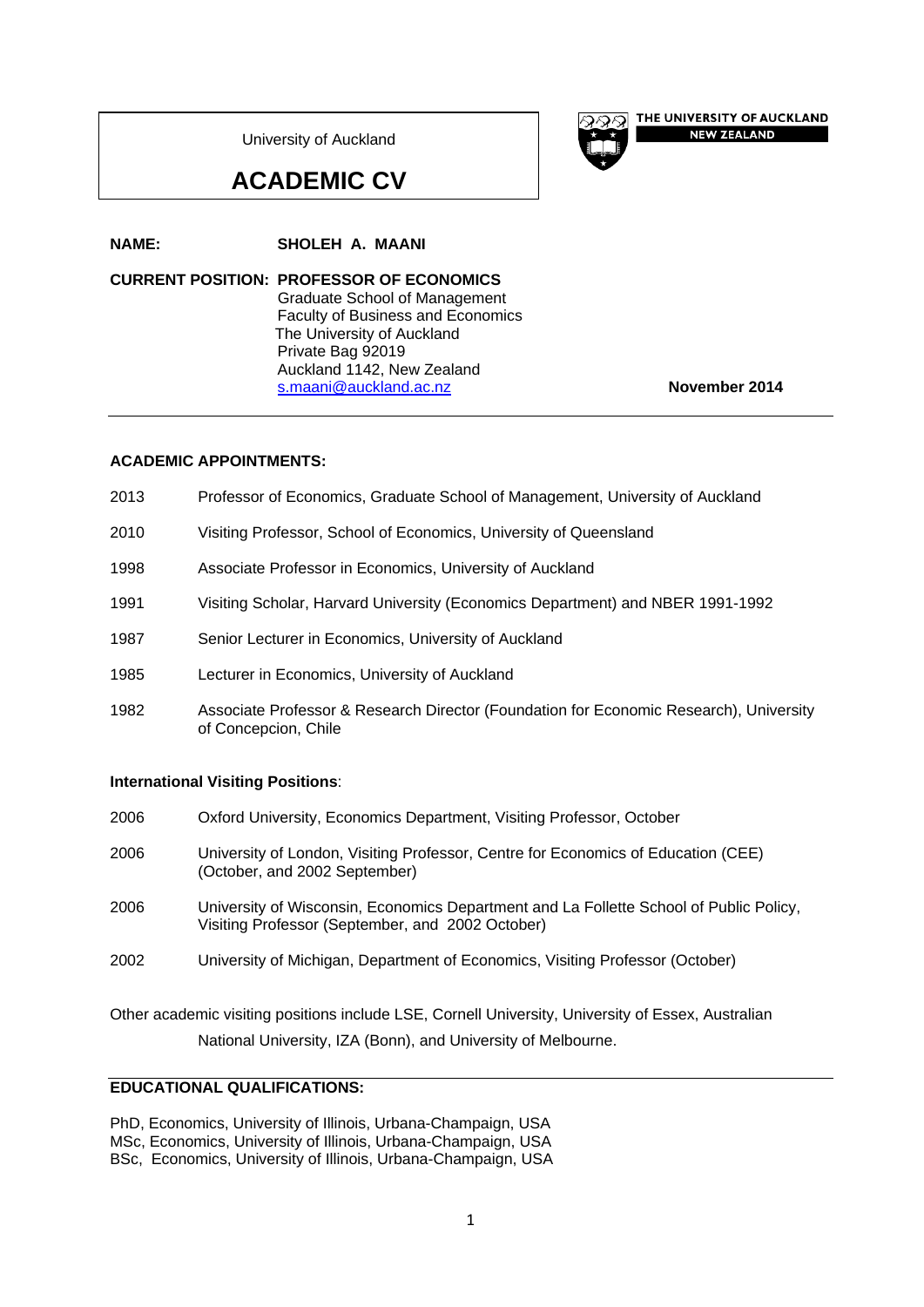University of Auckland

# ACADEMIC CV

THE UNIVERSITY OF AUCKLAND
NEW ZEALAND

**NAME:** **SHOLEH A. MAANI**

**CURRENT POSITION: PROFESSOR OF ECONOMICS**
Graduate School of Management
Faculty of Business and Economics
The University of Auckland
Private Bag 92019
Auckland 1142, New Zealand
s.maani@auckland.ac.nz

**November 2014**

---

**ACADEMIC APPOINTMENTS:**

2013 Professor of Economics, Graduate School of Management, University of Auckland

2010 Visiting Professor, School of Economics, University of Queensland

1998 Associate Professor in Economics, University of Auckland

1991 Visiting Scholar, Harvard University (Economics Department) and NBER 1991-1992

1987 Senior Lecturer in Economics, University of Auckland

1985 Lecturer in Economics, University of Auckland

1982 Associate Professor & Research Director (Foundation for Economic Research), University of Concepcion, Chile

**International Visiting Positions**:

2006 Oxford University, Economics Department, Visiting Professor, October

2006 University of London, Visiting Professor, Centre for Economics of Education (CEE) (October, and 2002 September)

2006 University of Wisconsin, Economics Department and La Follette School of Public Policy, Visiting Professor (September, and 2002 October)

2002 University of Michigan, Department of Economics, Visiting Professor (October)

Other academic visiting positions include LSE, Cornell University, University of Essex, Australian National University, IZA (Bonn), and University of Melbourne.

---

**EDUCATIONAL QUALIFICATIONS:**

PhD, Economics, University of Illinois, Urbana-Champaign, USA
MSc, Economics, University of Illinois, Urbana-Champaign, USA
BSc, Economics, University of Illinois, Urbana-Champaign, USA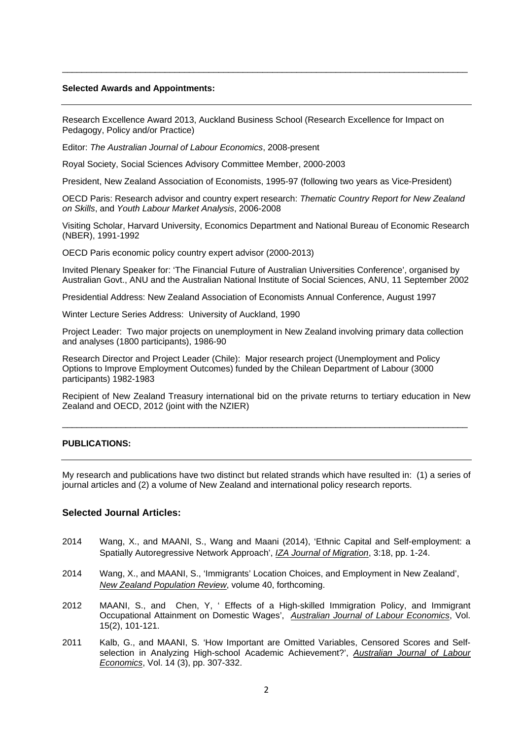**Selected Awards and Appointments:**

Research Excellence Award 2013, Auckland Business School (Research Excellence for Impact on Pedagogy, Policy and/or Practice)

Editor: *The Australian Journal of Labour Economics*, 2008-present

Royal Society, Social Sciences Advisory Committee Member, 2000-2003

President, New Zealand Association of Economists, 1995-97 (following two years as Vice-President)

OECD Paris: Research advisor and country expert research: *Thematic Country Report for New Zealand on Skills*, and *Youth Labour Market Analysis*, 2006-2008

Visiting Scholar, Harvard University, Economics Department and National Bureau of Economic Research (NBER), 1991-1992

OECD Paris economic policy country expert advisor (2000-2013)

Invited Plenary Speaker for: 'The Financial Future of Australian Universities Conference', organised by Australian Govt., ANU and the Australian National Institute of Social Sciences, ANU, 11 September 2002

Presidential Address: New Zealand Association of Economists Annual Conference, August 1997

Winter Lecture Series Address: University of Auckland, 1990

Project Leader: Two major projects on unemployment in New Zealand involving primary data collection and analyses (1800 participants), 1986-90

Research Director and Project Leader (Chile): Major research project (Unemployment and Policy Options to Improve Employment Outcomes) funded by the Chilean Department of Labour (3000 participants) 1982-1983

Recipient of New Zealand Treasury international bid on the private returns to tertiary education in New Zealand and OECD, 2012 (joint with the NZIER)

**PUBLICATIONS:**

My research and publications have two distinct but related strands which have resulted in: (1) a series of journal articles and (2) a volume of New Zealand and international policy research reports.

### Selected Journal Articles:

2014 Wang, X., and MAANI, S., Wang and Maani (2014), 'Ethnic Capital and Self-employment: a Spatially Autoregressive Network Approach', *IZA Journal of Migration*, 3:18, pp. 1-24.

2014 Wang, X., and MAANI, S., 'Immigrants' Location Choices, and Employment in New Zealand', *New Zealand Population Review*, volume 40, forthcoming.

2012 MAANI, S., and Chen, Y, ' Effects of a High-skilled Immigration Policy, and Immigrant Occupational Attainment on Domestic Wages', *Australian Journal of Labour Economics*, Vol. 15(2), 101-121.

2011 Kalb, G., and MAANI, S. 'How Important are Omitted Variables, Censored Scores and Self-selection in Analyzing High-school Academic Achievement?', *Australian Journal of Labour Economics*, Vol. 14 (3), pp. 307-332.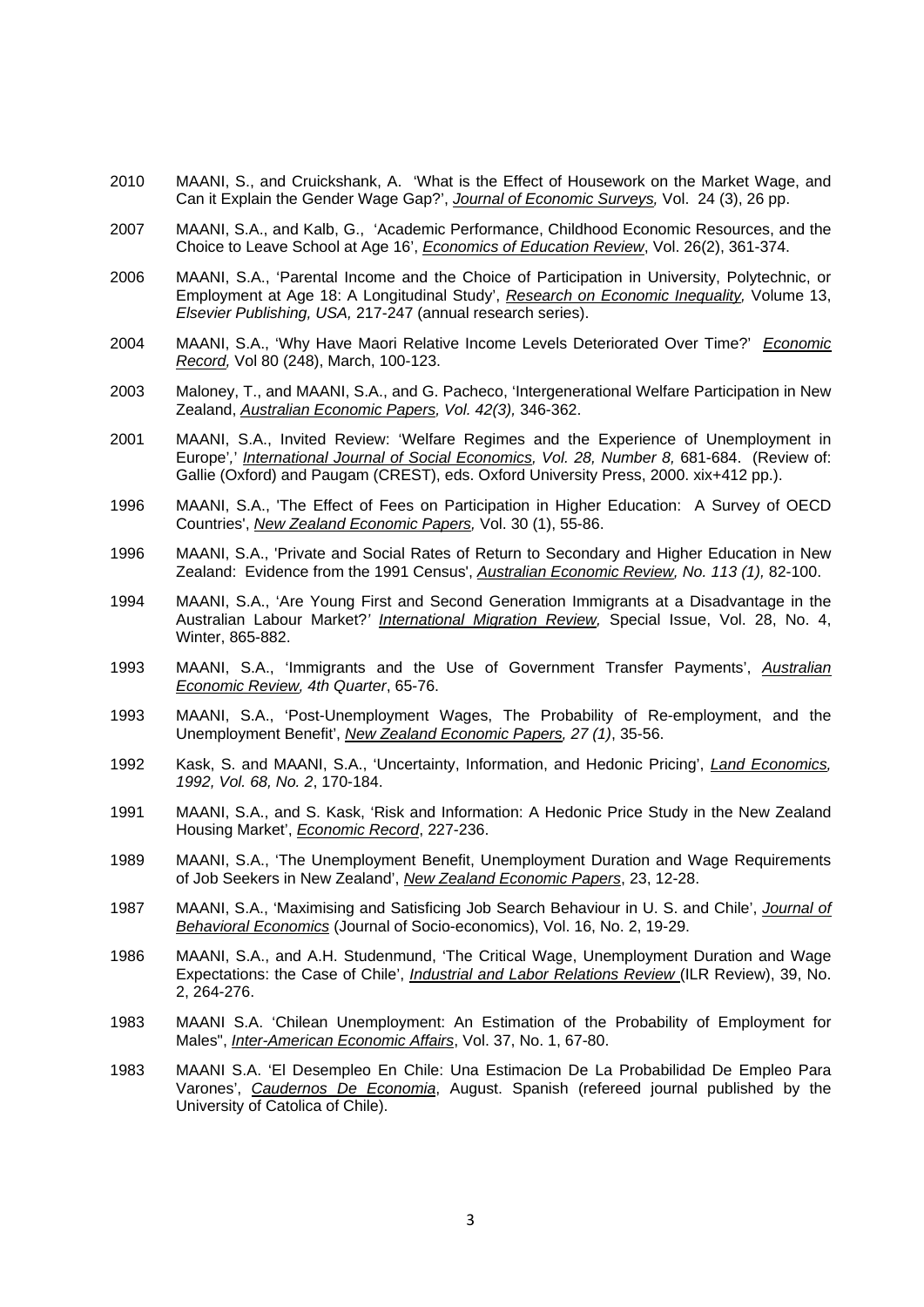2010 MAANI, S., and Cruickshank, A. 'What is the Effect of Housework on the Market Wage, and Can it Explain the Gender Wage Gap?', *Journal of Economic Surveys,* Vol. 24 (3), 26 pp.

2007 MAANI, S.A., and Kalb, G., 'Academic Performance, Childhood Economic Resources, and the Choice to Leave School at Age 16', *Economics of Education Review*, Vol. 26(2), 361-374.

2006 MAANI, S.A., 'Parental Income and the Choice of Participation in University, Polytechnic, or Employment at Age 18: A Longitudinal Study', *Research on Economic Inequality,* Volume 13, *Elsevier Publishing, USA,* 217-247 (annual research series).

2004 MAANI, S.A., 'Why Have Maori Relative Income Levels Deteriorated Over Time?' *Economic Record,* Vol 80 (248), March, 100-123.

2003 Maloney, T., and MAANI, S.A., and G. Pacheco, 'Intergenerational Welfare Participation in New Zealand, *Australian Economic Papers, Vol. 42(3),* 346-362.

2001 MAANI, S.A., Invited Review: 'Welfare Regimes and the Experience of Unemployment in Europe',' *International Journal of Social Economics, Vol. 28, Number 8,* 681-684. (Review of: Gallie (Oxford) and Paugam (CREST), eds. Oxford University Press, 2000. xix+412 pp.).

1996 MAANI, S.A., 'The Effect of Fees on Participation in Higher Education: A Survey of OECD Countries', *New Zealand Economic Papers,* Vol. 30 (1), 55-86.

1996 MAANI, S.A., 'Private and Social Rates of Return to Secondary and Higher Education in New Zealand: Evidence from the 1991 Census', *Australian Economic Review, No. 113 (1),* 82-100.

1994 MAANI, S.A., 'Are Young First and Second Generation Immigrants at a Disadvantage in the Australian Labour Market?' *International Migration Review,* Special Issue, Vol. 28, No. 4, Winter, 865-882.

1993 MAANI, S.A., 'Immigrants and the Use of Government Transfer Payments', *Australian Economic Review, 4th Quarter*, 65-76.

1993 MAANI, S.A., 'Post-Unemployment Wages, The Probability of Re-employment, and the Unemployment Benefit', *New Zealand Economic Papers, 27 (1)*, 35-56.

1992 Kask, S. and MAANI, S.A., 'Uncertainty, Information, and Hedonic Pricing', *Land Economics, 1992, Vol. 68, No. 2*, 170-184.

1991 MAANI, S.A., and S. Kask, 'Risk and Information: A Hedonic Price Study in the New Zealand Housing Market', *Economic Record*, 227-236.

1989 MAANI, S.A., 'The Unemployment Benefit, Unemployment Duration and Wage Requirements of Job Seekers in New Zealand', *New Zealand Economic Papers*, 23, 12-28.

1987 MAANI, S.A., 'Maximising and Satisficing Job Search Behaviour in U. S. and Chile', *Journal of Behavioral Economics* (Journal of Socio-economics), Vol. 16, No. 2, 19-29.

1986 MAANI, S.A., and A.H. Studenmund, 'The Critical Wage, Unemployment Duration and Wage Expectations: the Case of Chile', *Industrial and Labor Relations Review* (ILR Review), 39, No. 2, 264-276.

1983 MAANI S.A. 'Chilean Unemployment: An Estimation of the Probability of Employment for Males", *Inter-American Economic Affairs*, Vol. 37, No. 1, 67-80.

1983 MAANI S.A. 'El Desempleo En Chile: Una Estimacion De La Probabilidad De Empleo Para Varones', *Caudernos De Economia*, August. Spanish (refereed journal published by the University of Catolica of Chile).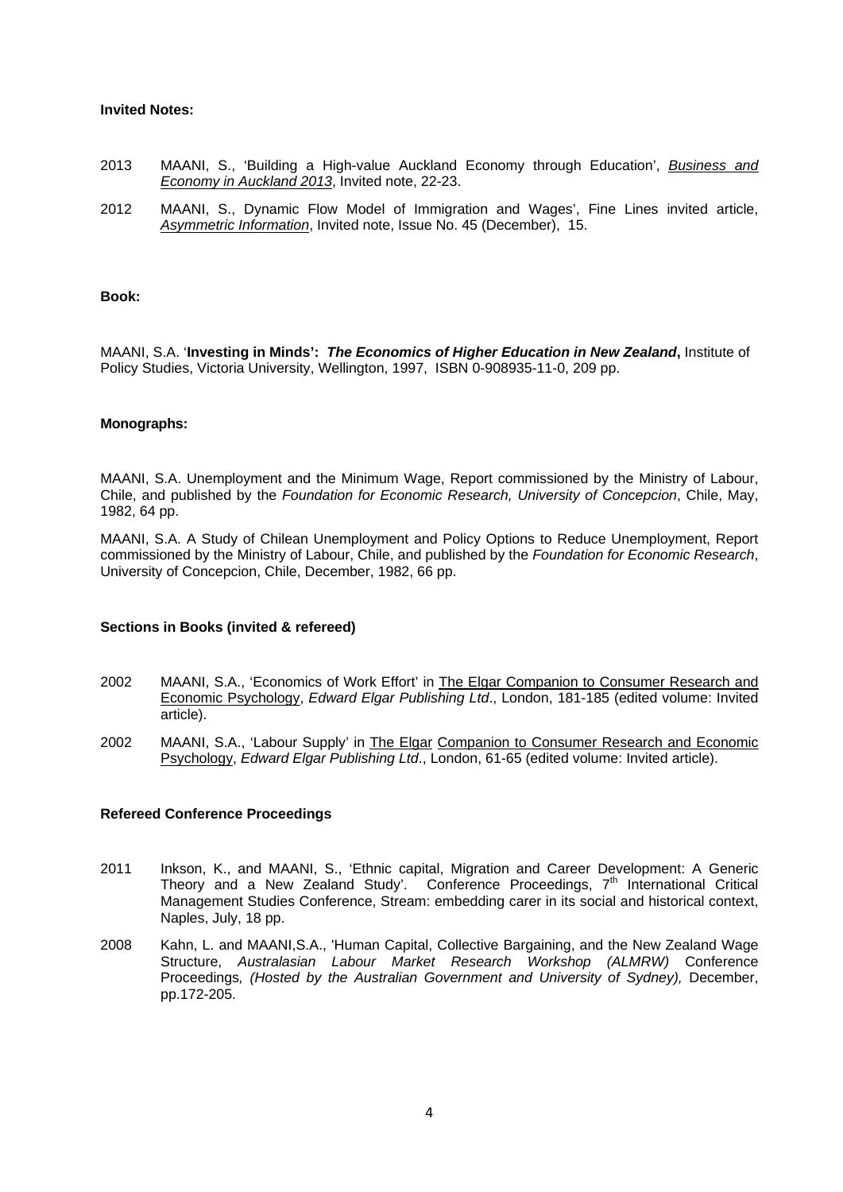**Invited Notes:**

2013 MAANI, S., 'Building a High-value Auckland Economy through Education', *Business and Economy in Auckland 2013*, Invited note, 22-23.

2012 MAANI, S., Dynamic Flow Model of Immigration and Wages', Fine Lines invited article, *Asymmetric Information*, Invited note, Issue No. 45 (December), 15.

**Book:**

MAANI, S.A. '**Investing in Minds': *The Economics of Higher Education in New Zealand***, Institute of Policy Studies, Victoria University, Wellington, 1997, ISBN 0-908935-11-0, 209 pp.

**Monographs:**

MAANI, S.A. Unemployment and the Minimum Wage, Report commissioned by the Ministry of Labour, Chile, and published by the *Foundation for Economic Research, University of Concepcion*, Chile, May, 1982, 64 pp.

MAANI, S.A. A Study of Chilean Unemployment and Policy Options to Reduce Unemployment, Report commissioned by the Ministry of Labour, Chile, and published by the *Foundation for Economic Research*, University of Concepcion, Chile, December, 1982, 66 pp.

**Sections in Books (invited & refereed)**

2002 MAANI, S.A., 'Economics of Work Effort' in The Elgar Companion to Consumer Research and Economic Psychology, *Edward Elgar Publishing Ltd*., London, 181-185 (edited volume: Invited article).

2002 MAANI, S.A., 'Labour Supply' in The Elgar Companion to Consumer Research and Economic Psychology, *Edward Elgar Publishing Ltd*., London, 61-65 (edited volume: Invited article).

**Refereed Conference Proceedings**

2011 Inkson, K., and MAANI, S., 'Ethnic capital, Migration and Career Development: A Generic Theory and a New Zealand Study'. Conference Proceedings, 7th International Critical Management Studies Conference, Stream: embedding carer in its social and historical context, Naples, July, 18 pp.

2008 Kahn, L. and MAANI,S.A., 'Human Capital, Collective Bargaining, and the New Zealand Wage Structure, *Australasian Labour Market Research Workshop (ALMRW)* Conference Proceedings*, (Hosted by the Australian Government and University of Sydney),* December, pp.172-205.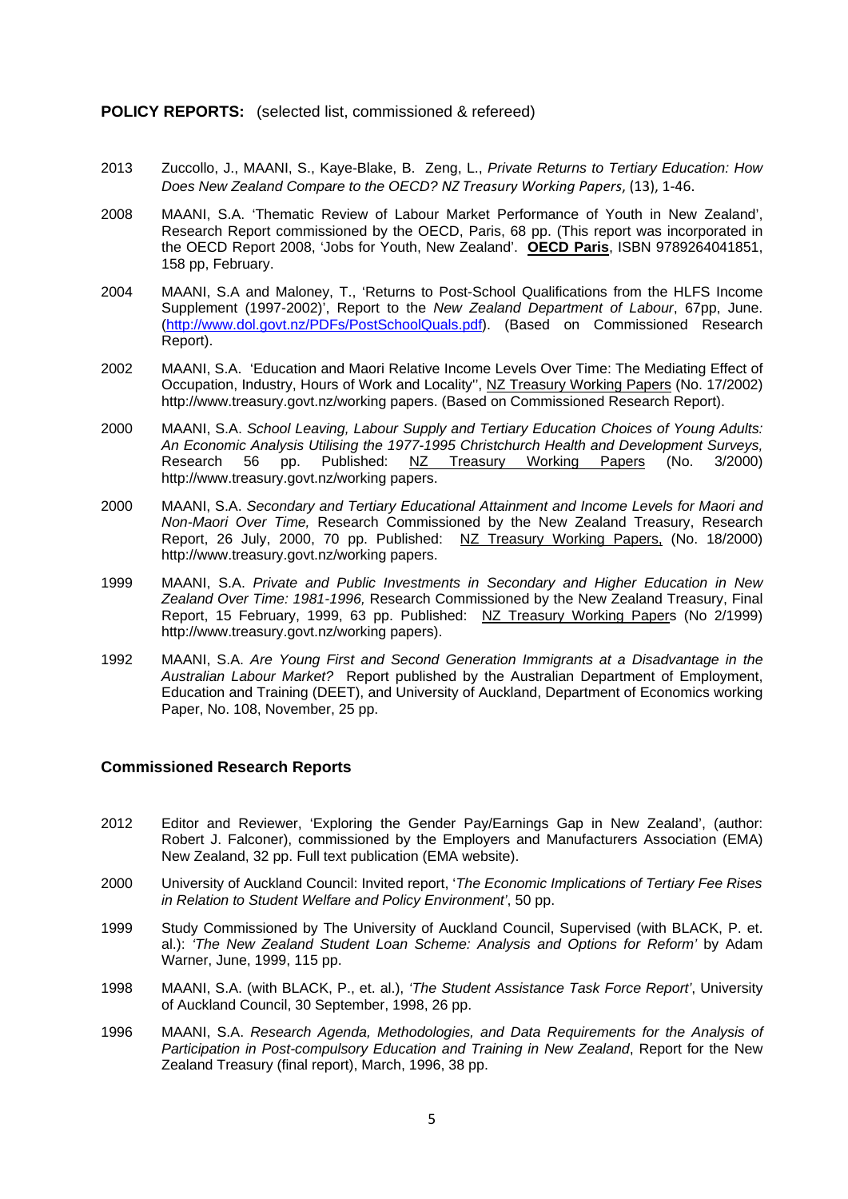**POLICY REPORTS:** (selected list, commissioned & refereed)

2013 Zuccollo, J., MAANI, S., Kaye-Blake, B. Zeng, L., *Private Returns to Tertiary Education: How Does New Zealand Compare to the OECD? NZ Treasury Working Papers*, (13), 1-46.

2008 MAANI, S.A. 'Thematic Review of Labour Market Performance of Youth in New Zealand', Research Report commissioned by the OECD, Paris, 68 pp. (This report was incorporated in the OECD Report 2008, 'Jobs for Youth, New Zealand'. **OECD Paris**, ISBN 9789264041851, 158 pp, February.

2004 MAANI, S.A and Maloney, T., 'Returns to Post-School Qualifications from the HLFS Income Supplement (1997-2002)', Report to the *New Zealand Department of Labour*, 67pp, June. (http://www.dol.govt.nz/PDFs/PostSchoolQuals.pdf). (Based on Commissioned Research Report).

2002 MAANI, S.A. 'Education and Maori Relative Income Levels Over Time: The Mediating Effect of Occupation, Industry, Hours of Work and Locality'', NZ Treasury Working Papers (No. 17/2002) http://www.treasury.govt.nz/working papers. (Based on Commissioned Research Report).

2000 MAANI, S.A. *School Leaving, Labour Supply and Tertiary Education Choices of Young Adults: An Economic Analysis Utilising the 1977-1995 Christchurch Health and Development Surveys,* Research 56 pp. Published: NZ Treasury Working Papers (No. 3/2000) http://www.treasury.govt.nz/working papers.

2000 MAANI, S.A. *Secondary and Tertiary Educational Attainment and Income Levels for Maori and Non-Maori Over Time,* Research Commissioned by the New Zealand Treasury, Research Report, 26 July, 2000, 70 pp. Published: NZ Treasury Working Papers, (No. 18/2000) http://www.treasury.govt.nz/working papers.

1999 MAANI, S.A. *Private and Public Investments in Secondary and Higher Education in New Zealand Over Time: 1981-1996,* Research Commissioned by the New Zealand Treasury, Final Report, 15 February, 1999, 63 pp. Published: NZ Treasury Working Papers (No 2/1999) http://www.treasury.govt.nz/working papers).

1992 MAANI, S.A. *Are Young First and Second Generation Immigrants at a Disadvantage in the Australian Labour Market?* Report published by the Australian Department of Employment, Education and Training (DEET), and University of Auckland, Department of Economics working Paper, No. 108, November, 25 pp.

### Commissioned Research Reports

2012 Editor and Reviewer, 'Exploring the Gender Pay/Earnings Gap in New Zealand', (author: Robert J. Falconer), commissioned by the Employers and Manufacturers Association (EMA) New Zealand, 32 pp. Full text publication (EMA website).

2000 University of Auckland Council: Invited report, '*The Economic Implications of Tertiary Fee Rises in Relation to Student Welfare and Policy Environment'*, 50 pp.

1999 Study Commissioned by The University of Auckland Council, Supervised (with BLACK, P. et. al.): *'The New Zealand Student Loan Scheme: Analysis and Options for Reform'* by Adam Warner, June, 1999, 115 pp.

1998 MAANI, S.A. (with BLACK, P., et. al.), *'The Student Assistance Task Force Report'*, University of Auckland Council, 30 September, 1998, 26 pp.

1996 MAANI, S.A. *Research Agenda, Methodologies, and Data Requirements for the Analysis of Participation in Post-compulsory Education and Training in New Zealand*, Report for the New Zealand Treasury (final report), March, 1996, 38 pp.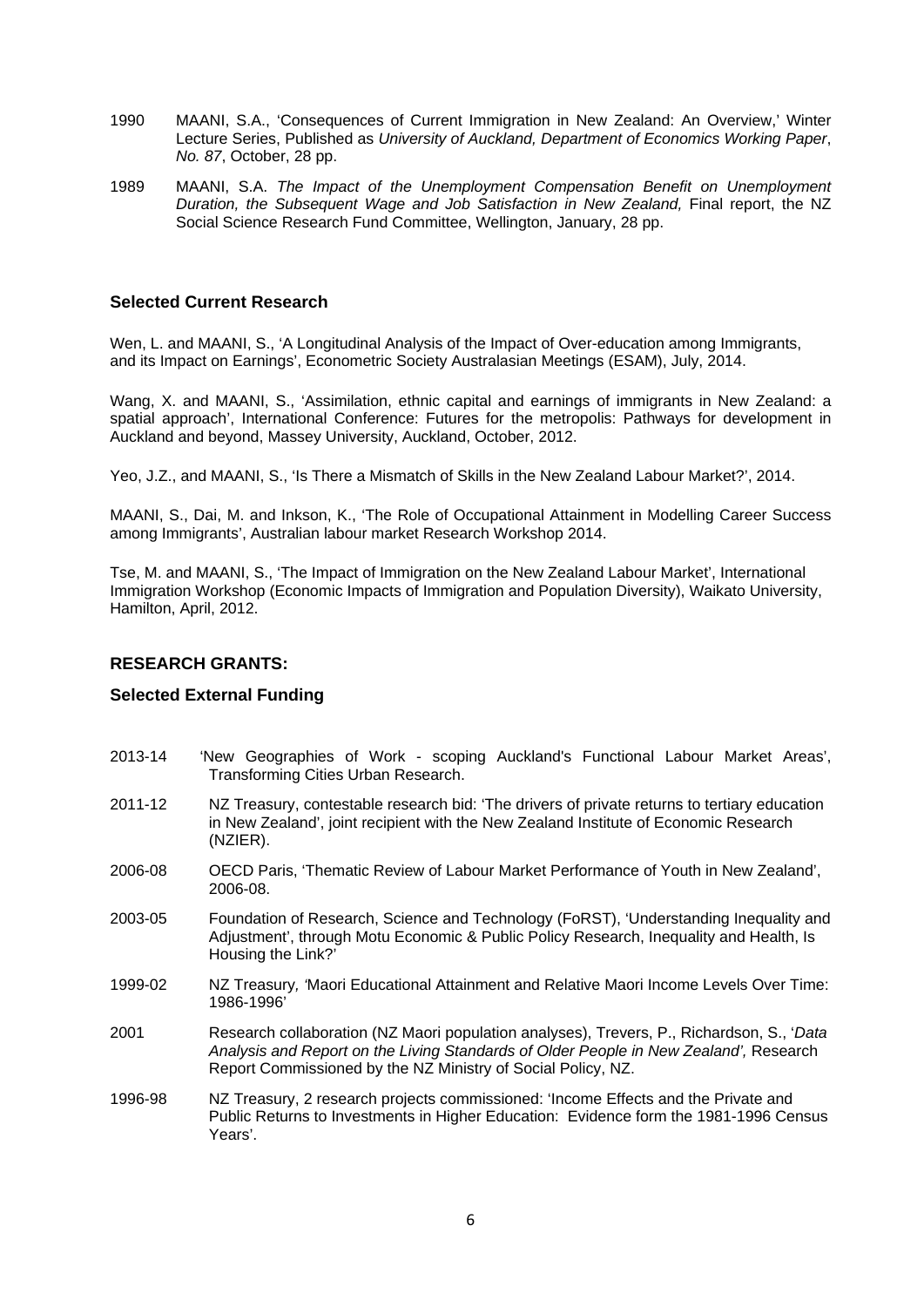1990 MAANI, S.A., 'Consequences of Current Immigration in New Zealand: An Overview,' Winter Lecture Series, Published as *University of Auckland, Department of Economics Working Paper*, *No. 87*, October, 28 pp.

1989 MAANI, S.A. *The Impact of the Unemployment Compensation Benefit on Unemployment Duration, the Subsequent Wage and Job Satisfaction in New Zealand,* Final report, the NZ Social Science Research Fund Committee, Wellington, January, 28 pp.

### Selected Current Research

Wen, L. and MAANI, S., 'A Longitudinal Analysis of the Impact of Over-education among Immigrants, and its Impact on Earnings', Econometric Society Australasian Meetings (ESAM), July, 2014.

Wang, X. and MAANI, S., 'Assimilation, ethnic capital and earnings of immigrants in New Zealand: a spatial approach', International Conference: Futures for the metropolis: Pathways for development in Auckland and beyond, Massey University, Auckland, October, 2012.

Yeo, J.Z., and MAANI, S., 'Is There a Mismatch of Skills in the New Zealand Labour Market?', 2014.

MAANI, S., Dai, M. and Inkson, K., 'The Role of Occupational Attainment in Modelling Career Success among Immigrants', Australian labour market Research Workshop 2014.

Tse, M. and MAANI, S., 'The Impact of Immigration on the New Zealand Labour Market', International Immigration Workshop (Economic Impacts of Immigration and Population Diversity), Waikato University, Hamilton, April, 2012.

## RESEARCH GRANTS:

### Selected External Funding

2013-14 'New Geographies of Work - scoping Auckland's Functional Labour Market Areas', Transforming Cities Urban Research.

2011-12 NZ Treasury, contestable research bid: 'The drivers of private returns to tertiary education in New Zealand', joint recipient with the New Zealand Institute of Economic Research (NZIER).

2006-08 OECD Paris, 'Thematic Review of Labour Market Performance of Youth in New Zealand', 2006-08.

2003-05 Foundation of Research, Science and Technology (FoRST), 'Understanding Inequality and Adjustment', through Motu Economic & Public Policy Research, Inequality and Health, Is Housing the Link?'

1999-02 NZ Treasury*, '*Maori Educational Attainment and Relative Maori Income Levels Over Time: 1986-1996'

2001 Research collaboration (NZ Maori population analyses), Trevers, P., Richardson, S., '*Data Analysis and Report on the Living Standards of Older People in New Zealand',* Research Report Commissioned by the NZ Ministry of Social Policy, NZ.

1996-98 NZ Treasury, 2 research projects commissioned: 'Income Effects and the Private and Public Returns to Investments in Higher Education: Evidence form the 1981-1996 Census Years'.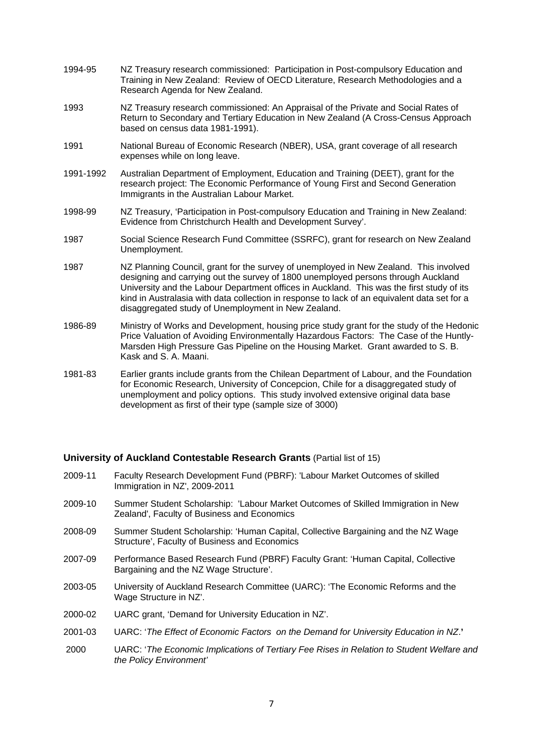1994-95 NZ Treasury research commissioned: Participation in Post-compulsory Education and Training in New Zealand: Review of OECD Literature, Research Methodologies and a Research Agenda for New Zealand.

1993 NZ Treasury research commissioned: An Appraisal of the Private and Social Rates of Return to Secondary and Tertiary Education in New Zealand (A Cross-Census Approach based on census data 1981-1991).

1991 National Bureau of Economic Research (NBER), USA, grant coverage of all research expenses while on long leave.

1991-1992 Australian Department of Employment, Education and Training (DEET), grant for the research project: The Economic Performance of Young First and Second Generation Immigrants in the Australian Labour Market.

1998-99 NZ Treasury, 'Participation in Post-compulsory Education and Training in New Zealand: Evidence from Christchurch Health and Development Survey'.

1987 Social Science Research Fund Committee (SSRFC), grant for research on New Zealand Unemployment.

1987 NZ Planning Council, grant for the survey of unemployed in New Zealand. This involved designing and carrying out the survey of 1800 unemployed persons through Auckland University and the Labour Department offices in Auckland. This was the first study of its kind in Australasia with data collection in response to lack of an equivalent data set for a disaggregated study of Unemployment in New Zealand.

1986-89 Ministry of Works and Development, housing price study grant for the study of the Hedonic Price Valuation of Avoiding Environmentally Hazardous Factors: The Case of the Huntly-Marsden High Pressure Gas Pipeline on the Housing Market. Grant awarded to S. B. Kask and S. A. Maani.

1981-83 Earlier grants include grants from the Chilean Department of Labour, and the Foundation for Economic Research, University of Concepcion, Chile for a disaggregated study of unemployment and policy options. This study involved extensive original data base development as first of their type (sample size of 3000)

### **University of Auckland Contestable Research Grants** (Partial list of 15)

2009-11 Faculty Research Development Fund (PBRF): 'Labour Market Outcomes of skilled Immigration in NZ', 2009-2011

2009-10 Summer Student Scholarship: 'Labour Market Outcomes of Skilled Immigration in New Zealand', Faculty of Business and Economics

2008-09 Summer Student Scholarship: 'Human Capital, Collective Bargaining and the NZ Wage Structure', Faculty of Business and Economics

2007-09 Performance Based Research Fund (PBRF) Faculty Grant: 'Human Capital, Collective Bargaining and the NZ Wage Structure'.

2003-05 University of Auckland Research Committee (UARC): 'The Economic Reforms and the Wage Structure in NZ'.

2000-02 UARC grant, 'Demand for University Education in NZ'.

2001-03 UARC: '*The Effect of Economic Factors on the Demand for University Education in NZ*.**'**

2000 UARC: '*The Economic Implications of Tertiary Fee Rises in Relation to Student Welfare and the Policy Environment'*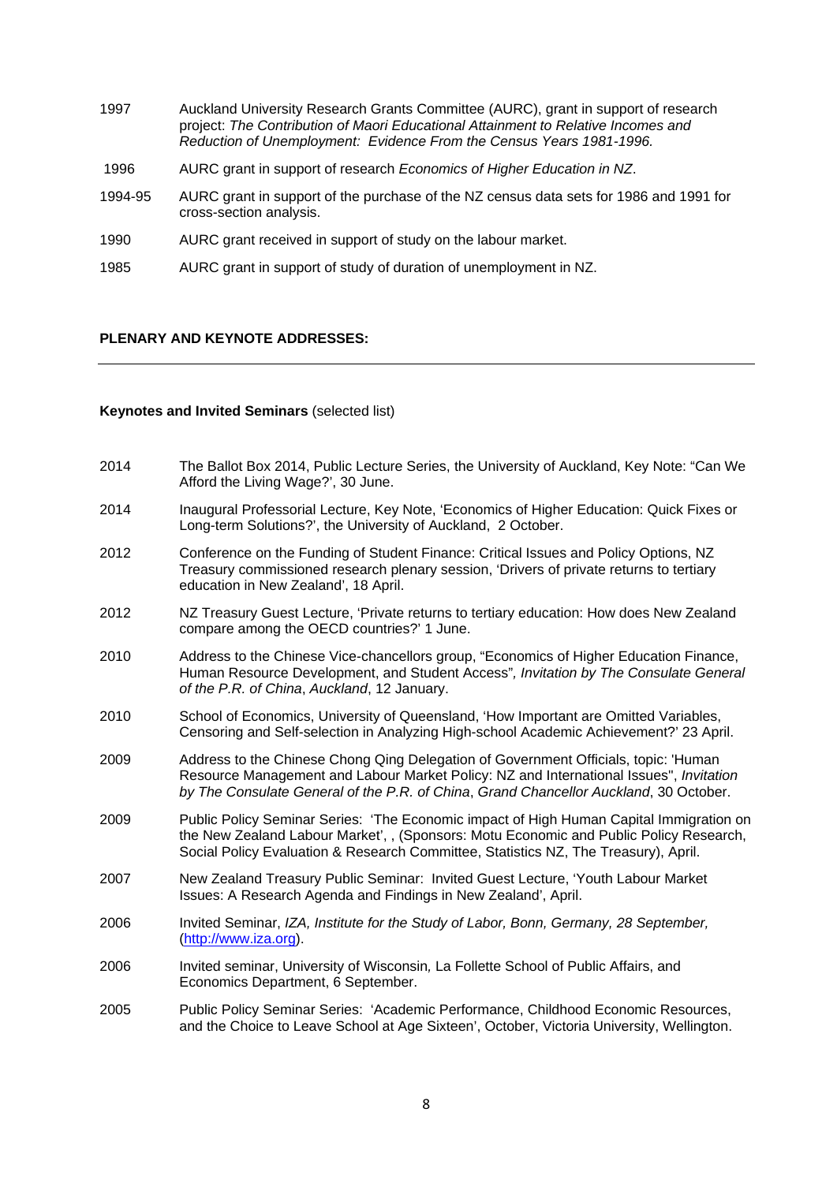1997 Auckland University Research Grants Committee (AURC), grant in support of research project: *The Contribution of Maori Educational Attainment to Relative Incomes and Reduction of Unemployment: Evidence From the Census Years 1981-1996.*

1996 AURC grant in support of research *Economics of Higher Education in NZ*.

1994-95 AURC grant in support of the purchase of the NZ census data sets for 1986 and 1991 for cross-section analysis.

1990 AURC grant received in support of study on the labour market.

1985 AURC grant in support of study of duration of unemployment in NZ.

## PLENARY AND KEYNOTE ADDRESSES:

---

**Keynotes and Invited Seminars** (selected list)

2014 The Ballot Box 2014, Public Lecture Series, the University of Auckland, Key Note: "Can We Afford the Living Wage?', 30 June.

2014 Inaugural Professorial Lecture, Key Note, 'Economics of Higher Education: Quick Fixes or Long-term Solutions?', the University of Auckland, 2 October.

2012 Conference on the Funding of Student Finance: Critical Issues and Policy Options, NZ Treasury commissioned research plenary session, 'Drivers of private returns to tertiary education in New Zealand', 18 April.

2012 NZ Treasury Guest Lecture, 'Private returns to tertiary education: How does New Zealand compare among the OECD countries?' 1 June.

2010 Address to the Chinese Vice-chancellors group, "Economics of Higher Education Finance, Human Resource Development, and Student Access"*, Invitation by The Consulate General of the P.R. of China*, *Auckland*, 12 January.

2010 School of Economics, University of Queensland, 'How Important are Omitted Variables, Censoring and Self-selection in Analyzing High-school Academic Achievement?' 23 April.

2009 Address to the Chinese Chong Qing Delegation of Government Officials, topic: 'Human Resource Management and Labour Market Policy: NZ and International Issues", *Invitation by The Consulate General of the P.R. of China*, *Grand Chancellor Auckland*, 30 October.

2009 Public Policy Seminar Series: 'The Economic impact of High Human Capital Immigration on the New Zealand Labour Market', , (Sponsors: Motu Economic and Public Policy Research, Social Policy Evaluation & Research Committee, Statistics NZ, The Treasury), April.

2007 New Zealand Treasury Public Seminar: Invited Guest Lecture, 'Youth Labour Market Issues: A Research Agenda and Findings in New Zealand', April.

2006 Invited Seminar, *IZA, Institute for the Study of Labor, Bonn, Germany, 28 September,* (http://www.iza.org).

2006 Invited seminar, University of Wisconsin*,* La Follette School of Public Affairs, and Economics Department, 6 September.

2005 Public Policy Seminar Series: 'Academic Performance, Childhood Economic Resources, and the Choice to Leave School at Age Sixteen', October, Victoria University, Wellington.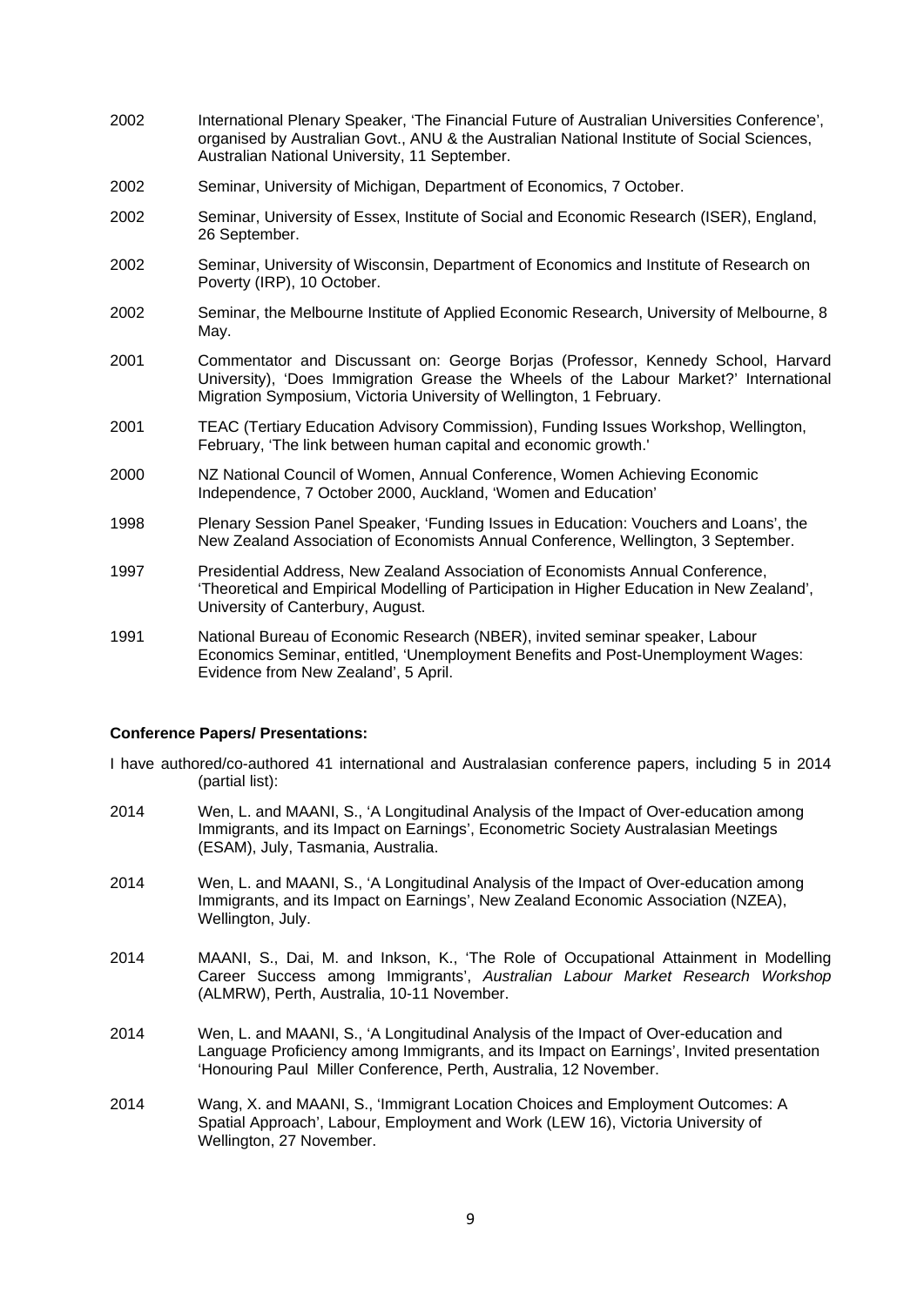2002 International Plenary Speaker, 'The Financial Future of Australian Universities Conference', organised by Australian Govt., ANU & the Australian National Institute of Social Sciences, Australian National University, 11 September.

2002 Seminar, University of Michigan, Department of Economics, 7 October.

2002 Seminar, University of Essex, Institute of Social and Economic Research (ISER), England, 26 September.

2002 Seminar, University of Wisconsin, Department of Economics and Institute of Research on Poverty (IRP), 10 October.

2002 Seminar, the Melbourne Institute of Applied Economic Research, University of Melbourne, 8 May.

2001 Commentator and Discussant on: George Borjas (Professor, Kennedy School, Harvard University), 'Does Immigration Grease the Wheels of the Labour Market?' International Migration Symposium, Victoria University of Wellington, 1 February.

2001 TEAC (Tertiary Education Advisory Commission), Funding Issues Workshop, Wellington, February, 'The link between human capital and economic growth.'

2000 NZ National Council of Women, Annual Conference, Women Achieving Economic Independence, 7 October 2000, Auckland, 'Women and Education'

1998 Plenary Session Panel Speaker, 'Funding Issues in Education: Vouchers and Loans', the New Zealand Association of Economists Annual Conference, Wellington, 3 September.

1997 Presidential Address, New Zealand Association of Economists Annual Conference, 'Theoretical and Empirical Modelling of Participation in Higher Education in New Zealand', University of Canterbury, August.

1991 National Bureau of Economic Research (NBER), invited seminar speaker, Labour Economics Seminar, entitled, 'Unemployment Benefits and Post-Unemployment Wages: Evidence from New Zealand', 5 April.

**Conference Papers/ Presentations:**

I have authored/co-authored 41 international and Australasian conference papers, including 5 in 2014 (partial list):

2014 Wen, L. and MAANI, S., 'A Longitudinal Analysis of the Impact of Over-education among Immigrants, and its Impact on Earnings', Econometric Society Australasian Meetings (ESAM), July, Tasmania, Australia.

2014 Wen, L. and MAANI, S., 'A Longitudinal Analysis of the Impact of Over-education among Immigrants, and its Impact on Earnings', New Zealand Economic Association (NZEA), Wellington, July.

2014 MAANI, S., Dai, M. and Inkson, K., 'The Role of Occupational Attainment in Modelling Career Success among Immigrants', *Australian Labour Market Research Workshop* (ALMRW), Perth, Australia, 10-11 November.

2014 Wen, L. and MAANI, S., 'A Longitudinal Analysis of the Impact of Over-education and Language Proficiency among Immigrants, and its Impact on Earnings', Invited presentation 'Honouring Paul Miller Conference, Perth, Australia, 12 November.

2014 Wang, X. and MAANI, S., 'Immigrant Location Choices and Employment Outcomes: A Spatial Approach', Labour, Employment and Work (LEW 16), Victoria University of Wellington, 27 November.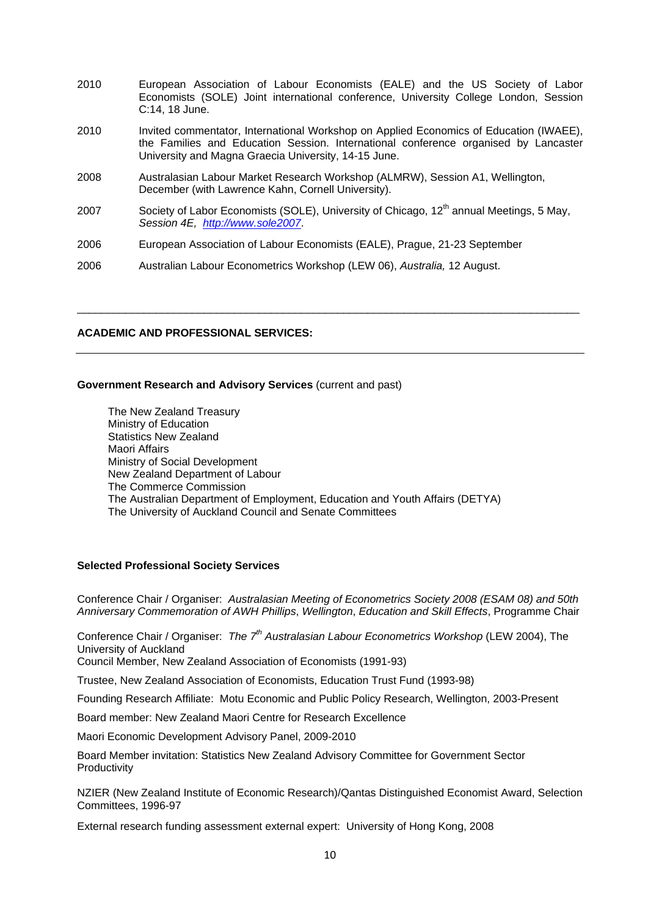2010 European Association of Labour Economists (EALE) and the US Society of Labor Economists (SOLE) Joint international conference, University College London, Session C:14, 18 June.

2010 Invited commentator, International Workshop on Applied Economics of Education (IWAEE), the Families and Education Session. International conference organised by Lancaster University and Magna Graecia University, 14-15 June.

2008 Australasian Labour Market Research Workshop (ALMRW), Session A1, Wellington, December (with Lawrence Kahn, Cornell University).

2007 Society of Labor Economists (SOLE), University of Chicago, 12th annual Meetings, 5 May, *Session 4E, http://www.sole2007*.

2006 European Association of Labour Economists (EALE), Prague, 21-23 September

2006 Australian Labour Econometrics Workshop (LEW 06), *Australia,* 12 August.

---

**ACADEMIC AND PROFESSIONAL SERVICES:**

---

**Government Research and Advisory Services** (current and past)

The New Zealand Treasury
Ministry of Education
Statistics New Zealand
Maori Affairs
Ministry of Social Development
New Zealand Department of Labour
The Commerce Commission
The Australian Department of Employment, Education and Youth Affairs (DETYA)
The University of Auckland Council and Senate Committees

**Selected Professional Society Services**

Conference Chair / Organiser: *Australasian Meeting of Econometrics Society 2008 (ESAM 08) and 50th Anniversary Commemoration of AWH Phillips*, *Wellington*, *Education and Skill Effects*, Programme Chair

Conference Chair / Organiser: *The 7th Australasian Labour Econometrics Workshop* (LEW 2004), The University of Auckland

Council Member, New Zealand Association of Economists (1991-93)

Trustee, New Zealand Association of Economists, Education Trust Fund (1993-98)

Founding Research Affiliate: Motu Economic and Public Policy Research, Wellington, 2003-Present

Board member: New Zealand Maori Centre for Research Excellence

Maori Economic Development Advisory Panel, 2009-2010

Board Member invitation: Statistics New Zealand Advisory Committee for Government Sector Productivity

NZIER (New Zealand Institute of Economic Research)/Qantas Distinguished Economist Award, Selection Committees, 1996-97

External research funding assessment external expert: University of Hong Kong, 2008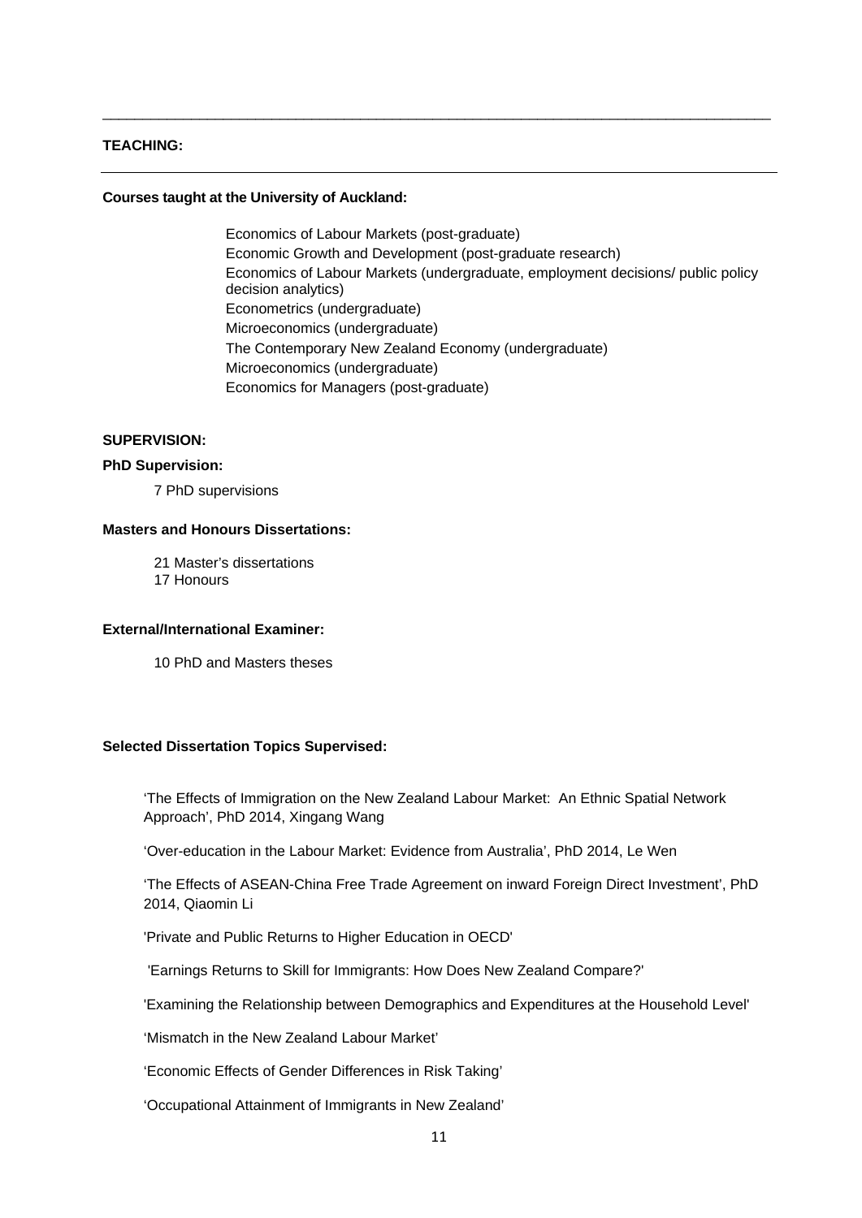## TEACHING:

**Courses taught at the University of Auckland:**

Economics of Labour Markets (post-graduate)
Economic Growth and Development (post-graduate research)
Economics of Labour Markets (undergraduate, employment decisions/ public policy decision analytics)
Econometrics (undergraduate)
Microeconomics (undergraduate)
The Contemporary New Zealand Economy (undergraduate)
Microeconomics (undergraduate)
Economics for Managers (post-graduate)

## SUPERVISION:

**PhD Supervision:**

7 PhD supervisions

**Masters and Honours Dissertations:**

21 Master's dissertations
17 Honours

**External/International Examiner:**

10 PhD and Masters theses

**Selected Dissertation Topics Supervised:**

'The Effects of Immigration on the New Zealand Labour Market: An Ethnic Spatial Network Approach', PhD 2014, Xingang Wang

'Over-education in the Labour Market: Evidence from Australia', PhD 2014, Le Wen

'The Effects of ASEAN-China Free Trade Agreement on inward Foreign Direct Investment', PhD 2014, Qiaomin Li

'Private and Public Returns to Higher Education in OECD'

'Earnings Returns to Skill for Immigrants: How Does New Zealand Compare?'

'Examining the Relationship between Demographics and Expenditures at the Household Level'

'Mismatch in the New Zealand Labour Market'

'Economic Effects of Gender Differences in Risk Taking'

'Occupational Attainment of Immigrants in New Zealand'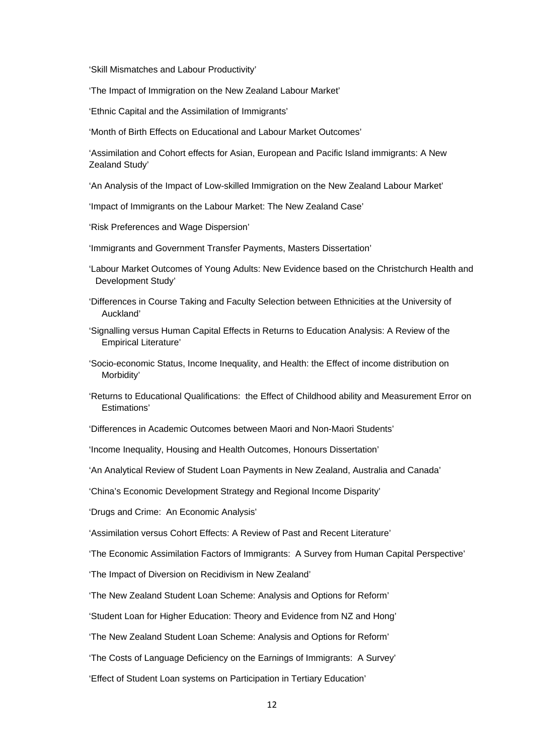'Skill Mismatches and Labour Productivity'

'The Impact of Immigration on the New Zealand Labour Market'

'Ethnic Capital and the Assimilation of Immigrants'

'Month of Birth Effects on Educational and Labour Market Outcomes'

'Assimilation and Cohort effects for Asian, European and Pacific Island immigrants: A New Zealand Study'

'An Analysis of the Impact of Low-skilled Immigration on the New Zealand Labour Market'

'Impact of Immigrants on the Labour Market: The New Zealand Case'

'Risk Preferences and Wage Dispersion'

'Immigrants and Government Transfer Payments, Masters Dissertation'

'Labour Market Outcomes of Young Adults: New Evidence based on the Christchurch Health and Development Study'

'Differences in Course Taking and Faculty Selection between Ethnicities at the University of Auckland'

'Signalling versus Human Capital Effects in Returns to Education Analysis: A Review of the Empirical Literature'

'Socio-economic Status, Income Inequality, and Health: the Effect of income distribution on Morbidity'

'Returns to Educational Qualifications: the Effect of Childhood ability and Measurement Error on Estimations'

'Differences in Academic Outcomes between Maori and Non-Maori Students'

'Income Inequality, Housing and Health Outcomes, Honours Dissertation'

'An Analytical Review of Student Loan Payments in New Zealand, Australia and Canada'

'China's Economic Development Strategy and Regional Income Disparity'

'Drugs and Crime: An Economic Analysis'

'Assimilation versus Cohort Effects: A Review of Past and Recent Literature'

'The Economic Assimilation Factors of Immigrants: A Survey from Human Capital Perspective'

'The Impact of Diversion on Recidivism in New Zealand'

'The New Zealand Student Loan Scheme: Analysis and Options for Reform'

'Student Loan for Higher Education: Theory and Evidence from NZ and Hong'

'The New Zealand Student Loan Scheme: Analysis and Options for Reform'

'The Costs of Language Deficiency on the Earnings of Immigrants: A Survey'

'Effect of Student Loan systems on Participation in Tertiary Education'